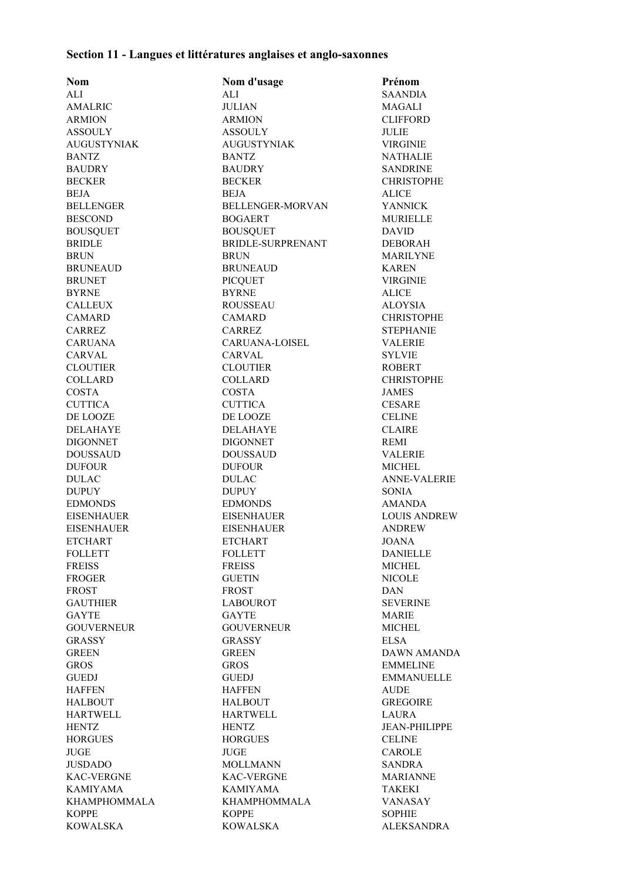**Section 11 - Langues et littératures anglaises et anglo-saxonnes**

| Nom | Nom d'usage | Prénom |
|---|---|---|
| ALI | ALI | SAANDIA |
| AMALRIC | JULIAN | MAGALI |
| ARMION | ARMION | CLIFFORD |
| ASSOULY | ASSOULY | JULIE |
| AUGUSTYNIAK | AUGUSTYNIAK | VIRGINIE |
| BANTZ | BANTZ | NATHALIE |
| BAUDRY | BAUDRY | SANDRINE |
| BECKER | BECKER | CHRISTOPHE |
| BEJA | BEJA | ALICE |
| BELLENGER | BELLENGER-MORVAN | YANNICK |
| BESCOND | BOGAERT | MURIELLE |
| BOUSQUET | BOUSQUET | DAVID |
| BRIDLE | BRIDLE-SURPRENANT | DEBORAH |
| BRUN | BRUN | MARILYNE |
| BRUNEAUD | BRUNEAUD | KAREN |
| BRUNET | PICQUET | VIRGINIE |
| BYRNE | BYRNE | ALICE |
| CALLEUX | ROUSSEAU | ALOYSIA |
| CAMARD | CAMARD | CHRISTOPHE |
| CARREZ | CARREZ | STEPHANIE |
| CARUANA | CARUANA-LOISEL | VALERIE |
| CARVAL | CARVAL | SYLVIE |
| CLOUTIER | CLOUTIER | ROBERT |
| COLLARD | COLLARD | CHRISTOPHE |
| COSTA | COSTA | JAMES |
| CUTTICA | CUTTICA | CESARE |
| DE LOOZE | DE LOOZE | CELINE |
| DELAHAYE | DELAHAYE | CLAIRE |
| DIGONNET | DIGONNET | REMI |
| DOUSSAUD | DOUSSAUD | VALERIE |
| DUFOUR | DUFOUR | MICHEL |
| DULAC | DULAC | ANNE-VALERIE |
| DUPUY | DUPUY | SONIA |
| EDMONDS | EDMONDS | AMANDA |
| EISENHAUER | EISENHAUER | LOUIS ANDREW |
| EISENHAUER | EISENHAUER | ANDREW |
| ETCHART | ETCHART | JOANA |
| FOLLETT | FOLLETT | DANIELLE |
| FREISS | FREISS | MICHEL |
| FROGER | GUETIN | NICOLE |
| FROST | FROST | DAN |
| GAUTHIER | LABOUROT | SEVERINE |
| GAYTE | GAYTE | MARIE |
| GOUVERNEUR | GOUVERNEUR | MICHEL |
| GRASSY | GRASSY | ELSA |
| GREEN | GREEN | DAWN AMANDA |
| GROS | GROS | EMMELINE |
| GUEDJ | GUEDJ | EMMANUELLE |
| HAFFEN | HAFFEN | AUDE |
| HALBOUT | HALBOUT | GREGOIRE |
| HARTWELL | HARTWELL | LAURA |
| HENTZ | HENTZ | JEAN-PHILIPPE |
| HORGUES | HORGUES | CELINE |
| JUGE | JUGE | CAROLE |
| JUSDADO | MOLLMANN | SANDRA |
| KAC-VERGNE | KAC-VERGNE | MARIANNE |
| KAMIYAMA | KAMIYAMA | TAKEKI |
| KHAMPHOMMALA | KHAMPHOMMALA | VANASAY |
| KOPPE | KOPPE | SOPHIE |
| KOWALSKA | KOWALSKA | ALEKSANDRA |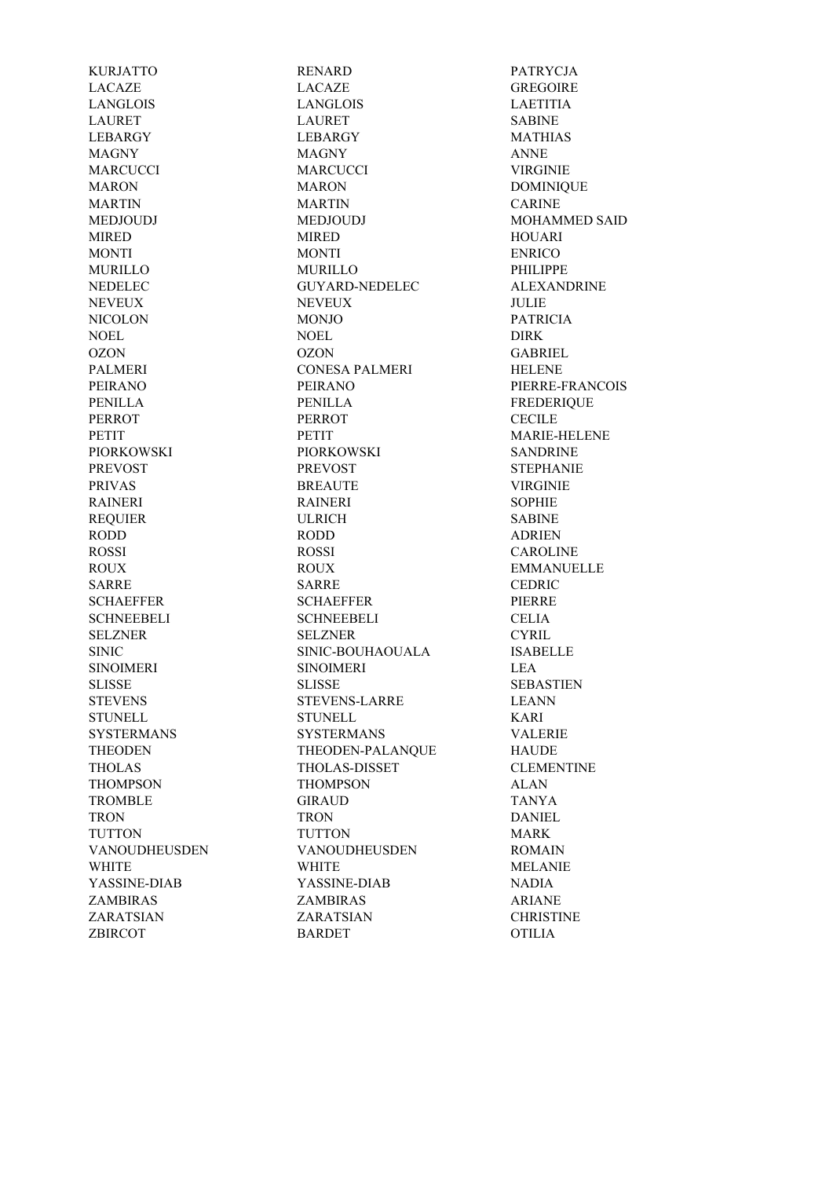| | | |
|---|---|---|
| KURJATTO | RENARD | PATRYCJA |
| LACAZE | LACAZE | GREGOIRE |
| LANGLOIS | LANGLOIS | LAETITIA |
| LAURET | LAURET | SABINE |
| LEBARGY | LEBARGY | MATHIAS |
| MAGNY | MAGNY | ANNE |
| MARCUCCI | MARCUCCI | VIRGINIE |
| MARON | MARON | DOMINIQUE |
| MARTIN | MARTIN | CARINE |
| MEDJOUDJ | MEDJOUDJ | MOHAMMED SAID |
| MIRED | MIRED | HOUARI |
| MONTI | MONTI | ENRICO |
| MURILLO | MURILLO | PHILIPPE |
| NEDELEC | GUYARD-NEDELEC | ALEXANDRINE |
| NEVEUX | NEVEUX | JULIE |
| NICOLON | MONJO | PATRICIA |
| NOEL | NOEL | DIRK |
| OZON | OZON | GABRIEL |
| PALMERI | CONESA PALMERI | HELENE |
| PEIRANO | PEIRANO | PIERRE-FRANCOIS |
| PENILLA | PENILLA | FREDERIQUE |
| PERROT | PERROT | CECILE |
| PETIT | PETIT | MARIE-HELENE |
| PIORKOWSKI | PIORKOWSKI | SANDRINE |
| PREVOST | PREVOST | STEPHANIE |
| PRIVAS | BREAUTE | VIRGINIE |
| RAINERI | RAINERI | SOPHIE |
| REQUIER | ULRICH | SABINE |
| RODD | RODD | ADRIEN |
| ROSSI | ROSSI | CAROLINE |
| ROUX | ROUX | EMMANUELLE |
| SARRE | SARRE | CEDRIC |
| SCHAEFFER | SCHAEFFER | PIERRE |
| SCHNEEBELI | SCHNEEBELI | CELIA |
| SELZNER | SELZNER | CYRIL |
| SINIC | SINIC-BOUHAOUALA | ISABELLE |
| SINOIMERI | SINOIMERI | LEA |
| SLISSE | SLISSE | SEBASTIEN |
| STEVENS | STEVENS-LARRE | LEANN |
| STUNELL | STUNELL | KARI |
| SYSTERMANS | SYSTERMANS | VALERIE |
| THEODEN | THEODEN-PALANQUE | HAUDE |
| THOLAS | THOLAS-DISSET | CLEMENTINE |
| THOMPSON | THOMPSON | ALAN |
| TROMBLE | GIRAUD | TANYA |
| TRON | TRON | DANIEL |
| TUTTON | TUTTON | MARK |
| VANOUDHEUSDEN | VANOUDHEUSDEN | ROMAIN |
| WHITE | WHITE | MELANIE |
| YASSINE-DIAB | YASSINE-DIAB | NADIA |
| ZAMBIRAS | ZAMBIRAS | ARIANE |
| ZARATSIAN | ZARATSIAN | CHRISTINE |
| ZBIRCOT | BARDET | OTILIA |